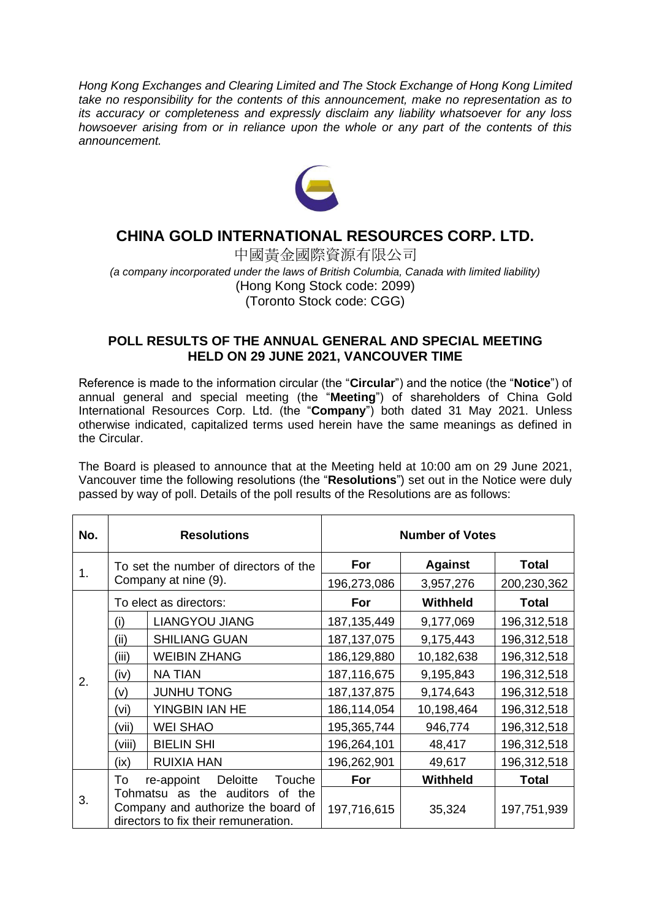*Hong Kong Exchanges and Clearing Limited and The Stock Exchange of Hong Kong Limited take no responsibility for the contents of this announcement, make no representation as to its accuracy or completeness and expressly disclaim any liability whatsoever for any loss howsoever arising from or in reliance upon the whole or any part of the contents of this announcement.*

# CHINA GOLD INTERNATIONAL RESOURCES CORP. LTD.

中國黃金國際資源有限公司

*(a company incorporated under the laws of British Columbia, Canada with limited liability)*

(Hong Kong Stock code: 2099)

(Toronto Stock code: CGG)

## POLL RESULTS OF THE ANNUAL GENERAL AND SPECIAL MEETING HELD ON 29 JUNE 2021, VANCOUVER TIME

Reference is made to the information circular (the "**Circular**") and the notice (the "**Notice**") of annual general and special meeting (the "**Meeting**") of shareholders of China Gold International Resources Corp. Ltd. (the "**Company**") both dated 31 May 2021. Unless otherwise indicated, capitalized terms used herein have the same meanings as defined in the Circular.

The Board is pleased to announce that at the Meeting held at 10:00 am on 29 June 2021, Vancouver time the following resolutions (the "**Resolutions**") set out in the Notice were duly passed by way of poll. Details of the poll results of the Resolutions are as follows:

| No. | Resolutions | | Number of Votes | | |
|---|---|---|---|---|---|
| 1. | To set the number of directors of the Company at nine (9). | | **For** | **Against** | **Total** |
| | | | 196,273,086 | 3,957,276 | 200,230,362 |
| 2. | To elect as directors: | | **For** | **Withheld** | **Total** |
| | (i) | LIANGYOU JIANG | 187,135,449 | 9,177,069 | 196,312,518 |
| | (ii) | SHILIANG GUAN | 187,137,075 | 9,175,443 | 196,312,518 |
| | (iii) | WEIBIN ZHANG | 186,129,880 | 10,182,638 | 196,312,518 |
| | (iv) | NA TIAN | 187,116,675 | 9,195,843 | 196,312,518 |
| | (v) | JUNHU TONG | 187,137,875 | 9,174,643 | 196,312,518 |
| | (vi) | YINGBIN IAN HE | 186,114,054 | 10,198,464 | 196,312,518 |
| | (vii) | WEI SHAO | 195,365,744 | 946,774 | 196,312,518 |
| | (viii) | BIELIN SHI | 196,264,101 | 48,417 | 196,312,518 |
| | (ix) | RUIXIA HAN | 196,262,901 | 49,617 | 196,312,518 |
| 3. | To re-appoint Deloitte Touche Tohmatsu as the auditors of the Company and authorize the board of directors to fix their remuneration. | | **For** | **Withheld** | **Total** |
| | | | 197,716,615 | 35,324 | 197,751,939 |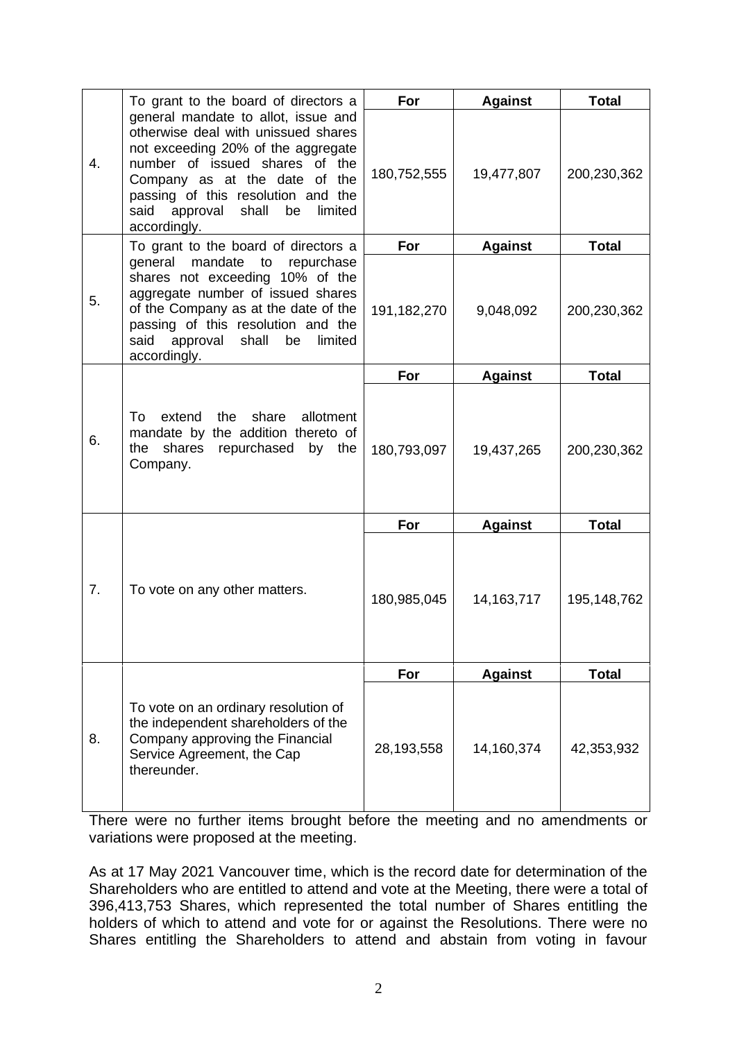| | | For | Against | Total |
|---|---|---|---|---|
| 4. | To grant to the board of directors a general mandate to allot, issue and otherwise deal with unissued shares not exceeding 20% of the aggregate number of issued shares of the Company as at the date of the passing of this resolution and the said approval shall be limited accordingly. | 180,752,555 | 19,477,807 | 200,230,362 |
| | | For | Against | Total |
| 5. | To grant to the board of directors a general mandate to repurchase shares not exceeding 10% of the aggregate number of issued shares of the Company as at the date of the passing of this resolution and the said approval shall be limited accordingly. | 191,182,270 | 9,048,092 | 200,230,362 |
| | | For | Against | Total |
| 6. | To extend the share allotment mandate by the addition thereto of the shares repurchased by the Company. | 180,793,097 | 19,437,265 | 200,230,362 |
| | | For | Against | Total |
| 7. | To vote on any other matters. | 180,985,045 | 14,163,717 | 195,148,762 |
| | | For | Against | Total |
| 8. | To vote on an ordinary resolution of the independent shareholders of the Company approving the Financial Service Agreement, the Cap thereunder. | 28,193,558 | 14,160,374 | 42,353,932 |

There were no further items brought before the meeting and no amendments or variations were proposed at the meeting.

As at 17 May 2021 Vancouver time, which is the record date for determination of the Shareholders who are entitled to attend and vote at the Meeting, there were a total of 396,413,753 Shares, which represented the total number of Shares entitling the holders of which to attend and vote for or against the Resolutions. There were no Shares entitling the Shareholders to attend and abstain from voting in favour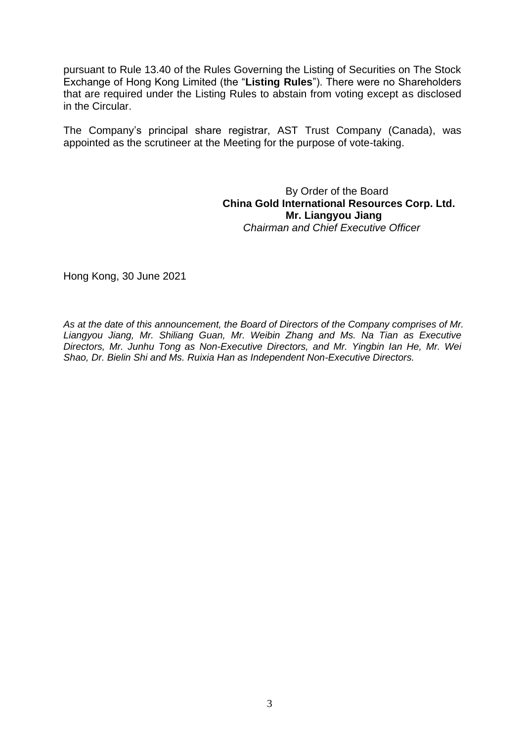pursuant to Rule 13.40 of the Rules Governing the Listing of Securities on The Stock Exchange of Hong Kong Limited (the "**Listing Rules**"). There were no Shareholders that are required under the Listing Rules to abstain from voting except as disclosed in the Circular.

The Company's principal share registrar, AST Trust Company (Canada), was appointed as the scrutineer at the Meeting for the purpose of vote-taking.

By Order of the Board
**China Gold International Resources Corp. Ltd.**
**Mr. Liangyou Jiang**
*Chairman and Chief Executive Officer*

Hong Kong, 30 June 2021

*As at the date of this announcement, the Board of Directors of the Company comprises of Mr. Liangyou Jiang, Mr. Shiliang Guan, Mr. Weibin Zhang and Ms. Na Tian as Executive Directors, Mr. Junhu Tong as Non-Executive Directors, and Mr. Yingbin Ian He, Mr. Wei Shao, Dr. Bielin Shi and Ms. Ruixia Han as Independent Non-Executive Directors.*